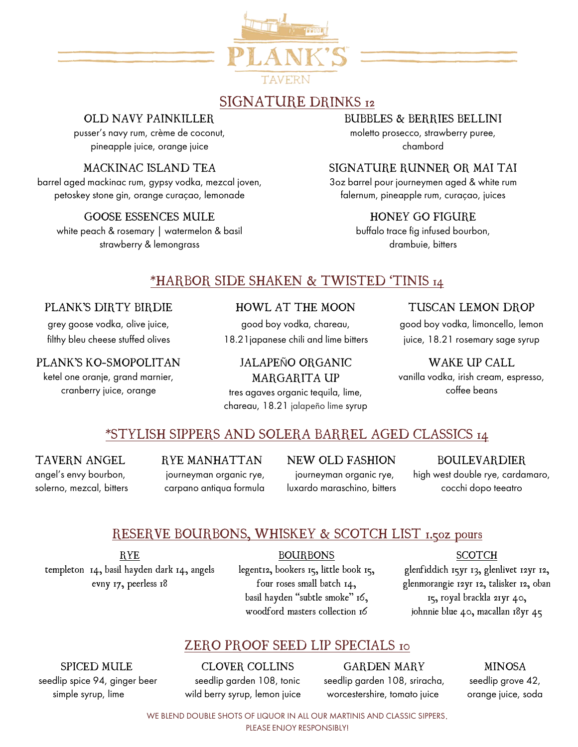# PLANK'S TAVERN

## SIGNATURE DRINKS 12

### OLD NAVY PAINKILLER
pusser's navy rum, crème de coconut, pineapple juice, orange juice

### MACKINAC ISLAND TEA
barrel aged mackinac rum, gypsy vodka, mezcal joven, petoskey stone gin, orange curaçao, lemonade

### GOOSE ESSENCES MULE
white peach & rosemary | watermelon & basil strawberry & lemongrass

### BUBBLES & BERRIES BELLINI
moletto prosecco, strawberry puree, chambord

### SIGNATURE RUNNER OR MAI TAI
3oz barrel pour journeymen aged & white rum falernum, pineapple rum, curaçao, juices

### HONEY GO FIGURE
buffalo trace fig infused bourbon, drambuie, bitters

## *HARBOR SIDE SHAKEN & TWISTED 'TINIS 14

### PLANK'S DIRTY BIRDIE
grey goose vodka, olive juice, filthy bleu cheese stuffed olives

### PLANK'S KO-SMOPOLITAN
ketel one oranje, grand marnier, cranberry juice, orange

### HOWL AT THE MOON
good boy vodka, chareau, 18.21japanese chili and lime bitters

### JALAPEÑO ORGANIC MARGARITA UP
tres agaves organic tequila, lime, chareau, 18.21 jalapeño lime syrup

### TUSCAN LEMON DROP
good boy vodka, limoncello, lemon juice, 18.21 rosemary sage syrup

### WAKE UP CALL
vanilla vodka, irish cream, espresso, coffee beans

## *STYLISH SIPPERS AND SOLERA BARREL AGED CLASSICS 14

### TAVERN ANGEL
angel's envy bourbon, solerno, mezcal, bitters

### RYE MANHATTAN
journeyman organic rye, carpano antiqua formula

### NEW OLD FASHION
journeyman organic rye, luxardo maraschino, bitters

### BOULEVARDIER
high west double rye, cardamaro, cocchi dopo teeatro

## RESERVE BOURBONS, WHISKEY & SCOTCH LIST 1.5oz pours

### RYE
templeton 14, basil hayden dark 14, angels evny 17, peerless 18

### BOURBONS
legent12, bookers 15, little book 15, four roses small batch 14, basil hayden "subtle smoke" 16, woodford masters collection 16

### SCOTCH
glenfiddich 15yr 13, glenlivet 12yr 12, glenmorangie 12yr 12, talisker 12, oban 15, royal brackla 21yr 40, johnnie blue 40, macallan 18yr 45

## ZERO PROOF SEED LIP SPECIALS 10

### SPICED MULE
seedlip spice 94, ginger beer simple syrup, lime

### CLOVER COLLINS
seedlip garden 108, tonic wild berry syrup, lemon juice

### GARDEN MARY
seedlip garden 108, sriracha, worcestershire, tomato juice

### MINOSA
seedlip grove 42, orange juice, soda

WE BLEND DOUBLE SHOTS OF LIQUOR IN ALL OUR MARTINIS AND CLASSIC SIPPERS.
PLEASE ENJOY RESPONSIBLY!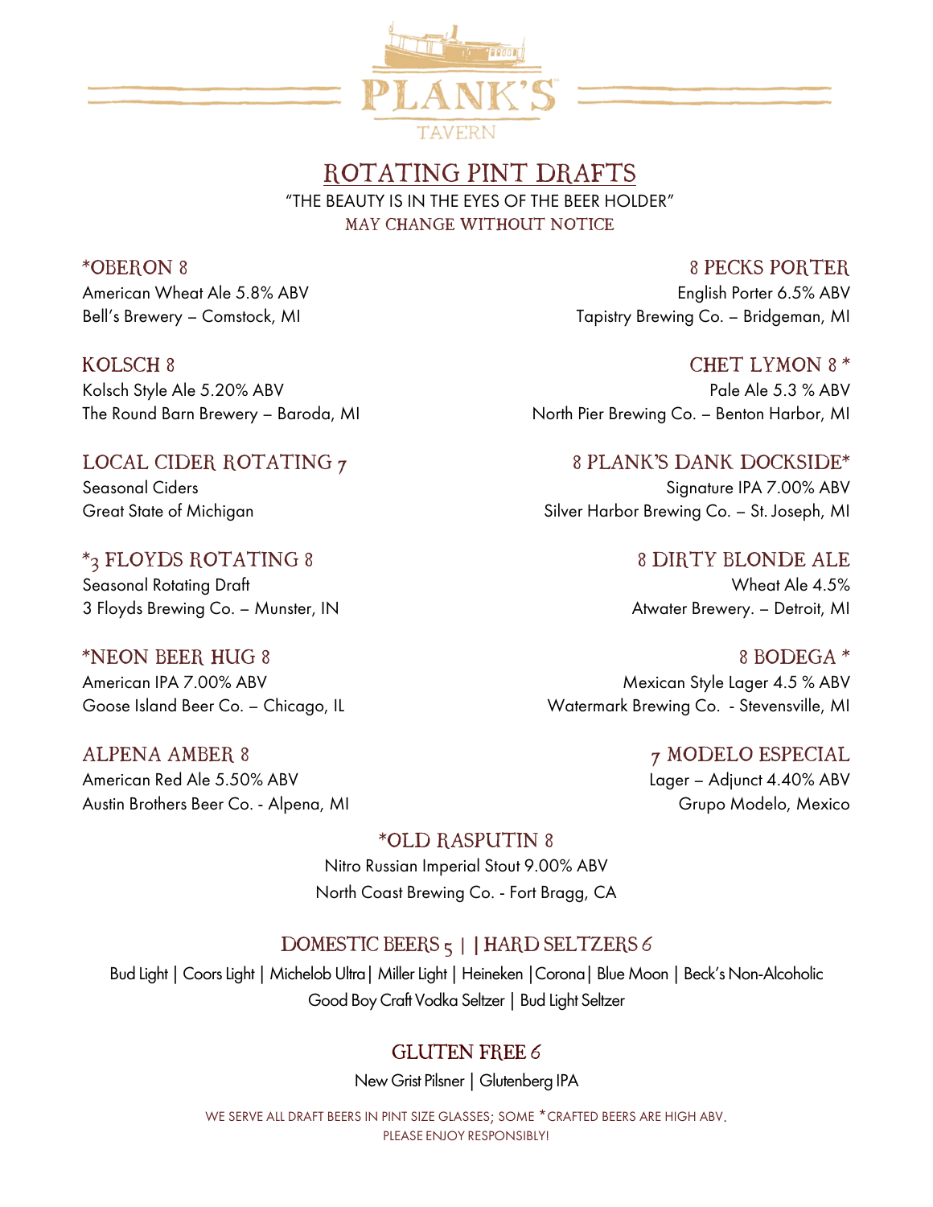PLANK'S

TAVERN

# ROTATING PINT DRAFTS

"THE BEAUTY IS IN THE EYES OF THE BEER HOLDER"

MAY CHANGE WITHOUT NOTICE

### *OBERON 8
American Wheat Ale 5.8% ABV
Bell's Brewery – Comstock, MI

### KOLSCH 8
Kolsch Style Ale 5.20% ABV
The Round Barn Brewery – Baroda, MI

### LOCAL CIDER ROTATING 7
Seasonal Ciders
Great State of Michigan

### *3 FLOYDS ROTATING 8
Seasonal Rotating Draft
3 Floyds Brewing Co. – Munster, IN

### *NEON BEER HUG 8
American IPA 7.00% ABV
Goose Island Beer Co. – Chicago, IL

### ALPENA AMBER 8
American Red Ale 5.50% ABV
Austin Brothers Beer Co. - Alpena, MI

### 8 PECKS PORTER
English Porter 6.5% ABV
Tapistry Brewing Co. – Bridgeman, MI

### CHET LYMON 8 *
Pale Ale 5.3 % ABV
North Pier Brewing Co. – Benton Harbor, MI

### 8 PLANK'S DANK DOCKSIDE*
Signature IPA 7.00% ABV
Silver Harbor Brewing Co. – St. Joseph, MI

### 8 DIRTY BLONDE ALE
Wheat Ale 4.5%
Atwater Brewery. – Detroit, MI

### 8 BODEGA *
Mexican Style Lager 4.5 % ABV
Watermark Brewing Co. - Stevensville, MI

### 7 MODELO ESPECIAL
Lager – Adjunct 4.40% ABV
Grupo Modelo, Mexico

### *OLD RASPUTIN 8
Nitro Russian Imperial Stout 9.00% ABV
North Coast Brewing Co. - Fort Bragg, CA

## DOMESTIC BEERS 5 | | HARD SELTZERS 6

Bud Light | Coors Light | Michelob Ultra | Miller Light | Heineken | Corona | Blue Moon | Beck's Non-Alcoholic
Good Boy Craft Vodka Seltzer | Bud Light Seltzer

## GLUTEN FREE 6

New Grist Pilsner | Glutenberg IPA

WE SERVE ALL DRAFT BEERS IN PINT SIZE GLASSES; SOME *CRAFTED BEERS ARE HIGH ABV.
PLEASE ENJOY RESPONSIBLY!